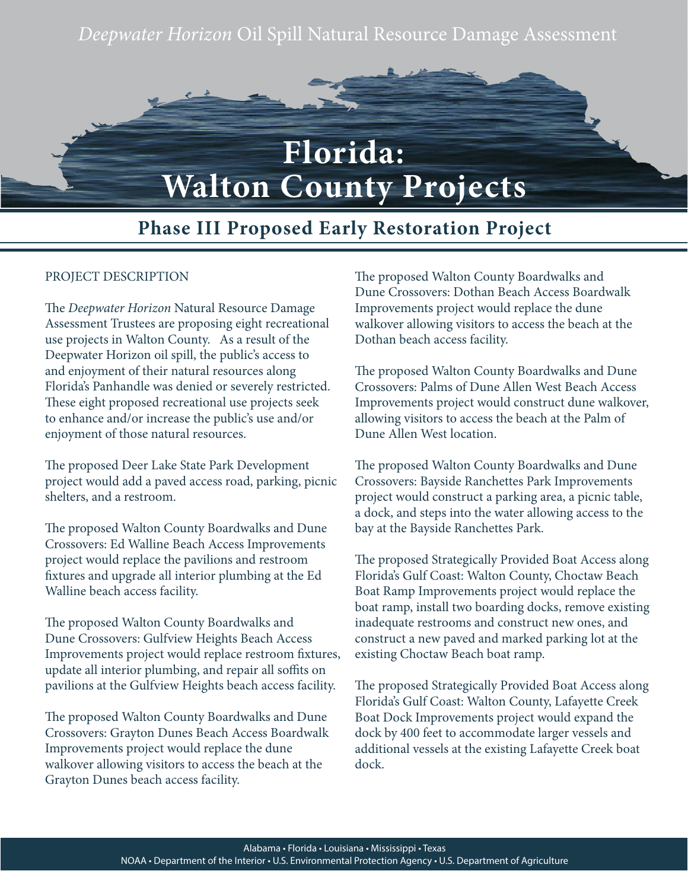*Deepwater Horizon* Oil Spill Natural Resource Damage Assessment

# Florida: Walton County Projects

## Phase III Proposed Early Restoration Project

PROJECT DESCRIPTION

The *Deepwater Horizon* Natural Resource Damage Assessment Trustees are proposing eight recreational use projects in Walton County. As a result of the Deepwater Horizon oil spill, the public's access to and enjoyment of their natural resources along Florida's Panhandle was denied or severely restricted. These eight proposed recreational use projects seek to enhance and/or increase the public's use and/or enjoyment of those natural resources.

The proposed Deer Lake State Park Development project would add a paved access road, parking, picnic shelters, and a restroom.

The proposed Walton County Boardwalks and Dune Crossovers: Ed Walline Beach Access Improvements project would replace the pavilions and restroom fixtures and upgrade all interior plumbing at the Ed Walline beach access facility.

The proposed Walton County Boardwalks and Dune Crossovers: Gulfview Heights Beach Access Improvements project would replace restroom fixtures, update all interior plumbing, and repair all soffits on pavilions at the Gulfview Heights beach access facility.

The proposed Walton County Boardwalks and Dune Crossovers: Grayton Dunes Beach Access Boardwalk Improvements project would replace the dune walkover allowing visitors to access the beach at the Grayton Dunes beach access facility.

The proposed Walton County Boardwalks and Dune Crossovers: Dothan Beach Access Boardwalk Improvements project would replace the dune walkover allowing visitors to access the beach at the Dothan beach access facility.

The proposed Walton County Boardwalks and Dune Crossovers: Palms of Dune Allen West Beach Access Improvements project would construct dune walkover, allowing visitors to access the beach at the Palm of Dune Allen West location.

The proposed Walton County Boardwalks and Dune Crossovers: Bayside Ranchettes Park Improvements project would construct a parking area, a picnic table, a dock, and steps into the water allowing access to the bay at the Bayside Ranchettes Park.

The proposed Strategically Provided Boat Access along Florida's Gulf Coast: Walton County, Choctaw Beach Boat Ramp Improvements project would replace the boat ramp, install two boarding docks, remove existing inadequate restrooms and construct new ones, and construct a new paved and marked parking lot at the existing Choctaw Beach boat ramp.

The proposed Strategically Provided Boat Access along Florida's Gulf Coast: Walton County, Lafayette Creek Boat Dock Improvements project would expand the dock by 400 feet to accommodate larger vessels and additional vessels at the existing Lafayette Creek boat dock.

Alabama • Florida • Louisiana • Mississippi • Texas
NOAA • Department of the Interior • U.S. Environmental Protection Agency • U.S. Department of Agriculture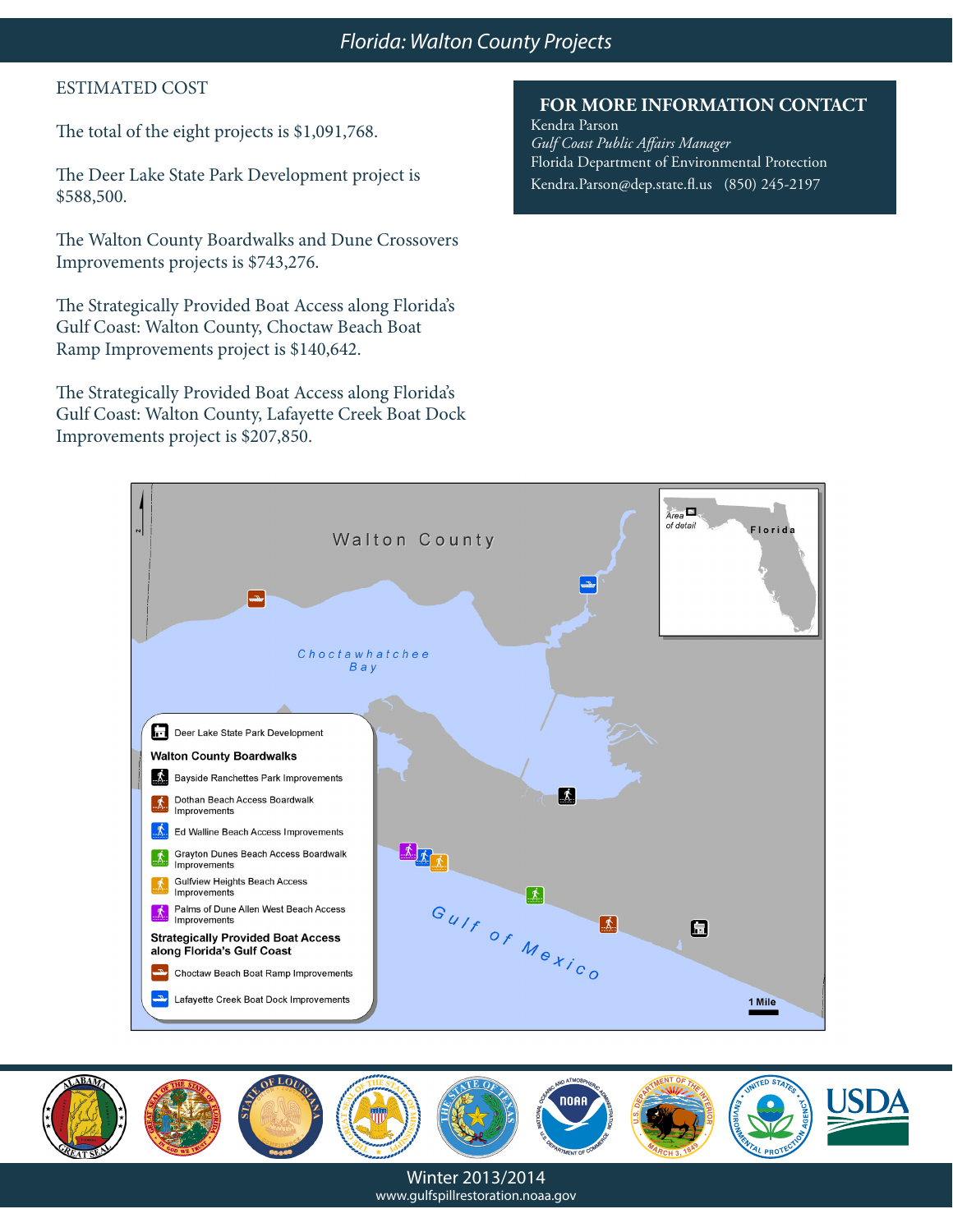# Florida: Walton County Projects

## ESTIMATED COST

The total of the eight projects is $1,091,768.

The Deer Lake State Park Development project is $588,500.

The Walton County Boardwalks and Dune Crossovers Improvements projects is $743,276.

The Strategically Provided Boat Access along Florida's Gulf Coast: Walton County, Choctaw Beach Boat Ramp Improvements project is $140,642.

The Strategically Provided Boat Access along Florida's Gulf Coast: Walton County, Lafayette Creek Boat Dock Improvements project is $207,850.

## FOR MORE INFORMATION CONTACT

Kendra Parson
*Gulf Coast Public Affairs Manager*
Florida Department of Environmental Protection
Kendra.Parson@dep.state.fl.us (850) 245-2197

Walton County

Choctawhatchee Bay

Gulf of Mexico

Area of detail

Florida

1 Mile

Deer Lake State Park Development

**Walton County Boardwalks**

Bayside Ranchettes Park Improvements

Dothan Beach Access Boardwalk Improvements

Ed Walline Beach Access Improvements

Grayton Dunes Beach Access Boardwalk Improvements

Gulfview Heights Beach Access Improvements

Palms of Dune Allen West Beach Access Improvements

**Strategically Provided Boat Access along Florida's Gulf Coast**

Choctaw Beach Boat Ramp Improvements

Lafayette Creek Boat Dock Improvements

Winter 2013/2014
www.gulfspillrestoration.noaa.gov